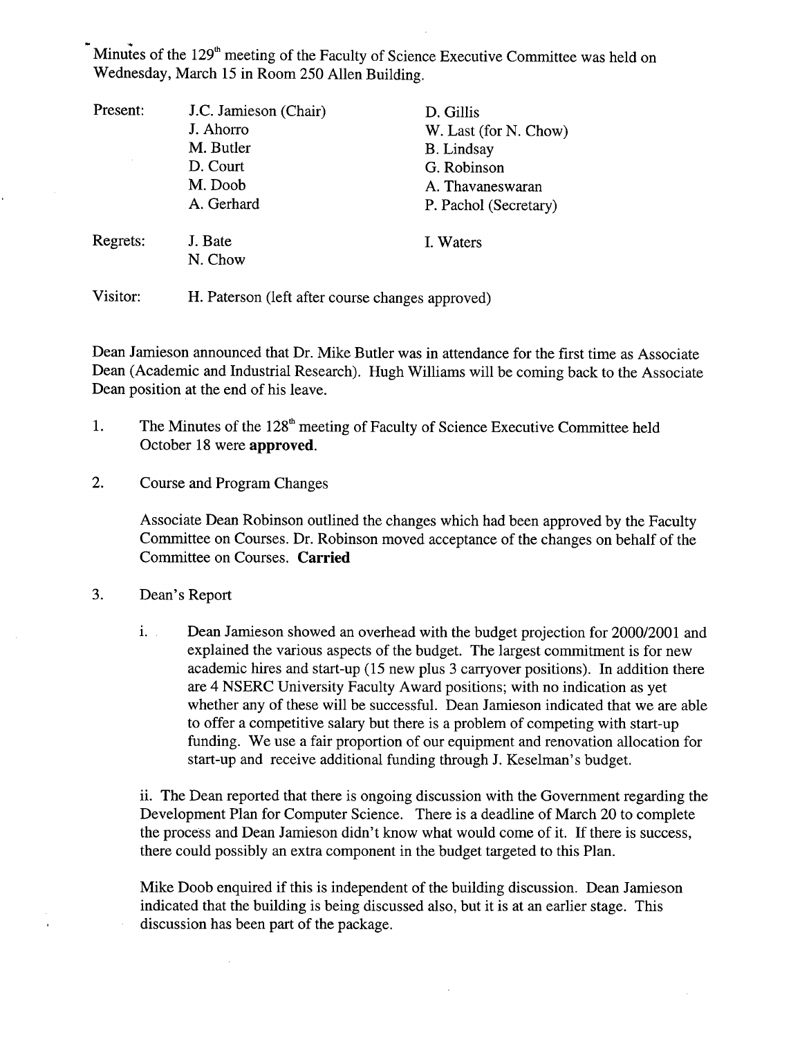Minutes of the 129th meeting of the Faculty of Science Executive Committee was held on Wednesday, March 15 in Room 250 Allen Building.

| | | |
|---|---|---|
| Present: | J.C. Jamieson (Chair) | D. Gillis |
| | J. Ahorro | W. Last (for N. Chow) |
| | M. Butler | B. Lindsay |
| | D. Court | G. Robinson |
| | M. Doob | A. Thavaneswaran |
| | A. Gerhard | P. Pachol (Secretary) |
| Regrets: | J. Bate | I. Waters |
| | N. Chow | |
| Visitor: | H. Paterson (left after course changes approved) | |

Dean Jamieson announced that Dr. Mike Butler was in attendance for the first time as Associate Dean (Academic and Industrial Research). Hugh Williams will be coming back to the Associate Dean position at the end of his leave.

1. The Minutes of the 128th meeting of Faculty of Science Executive Committee held October 18 were **approved.**

2. Course and Program Changes

   Associate Dean Robinson outlined the changes which had been approved by the Faculty Committee on Courses. Dr. Robinson moved acceptance of the changes on behalf of the Committee on Courses. **Carried**

3. Dean's Report

   i. Dean Jamieson showed an overhead with the budget projection for 2000/2001 and explained the various aspects of the budget. The largest commitment is for new academic hires and start-up (15 new plus 3 carryover positions). In addition there are 4 NSERC University Faculty Award positions; with no indication as yet whether any of these will be successful. Dean Jamieson indicated that we are able to offer a competitive salary but there is a problem of competing with start-up funding. We use a fair proportion of our equipment and renovation allocation for start-up and receive additional funding through J. Keselman's budget.

   ii. The Dean reported that there is ongoing discussion with the Government regarding the Development Plan for Computer Science. There is a deadline of March 20 to complete the process and Dean Jamieson didn't know what would come of it. If there is success, there could possibly an extra component in the budget targeted to this Plan.

   Mike Doob enquired if this is independent of the building discussion. Dean Jamieson indicated that the building is being discussed also, but it is at an earlier stage. This discussion has been part of the package.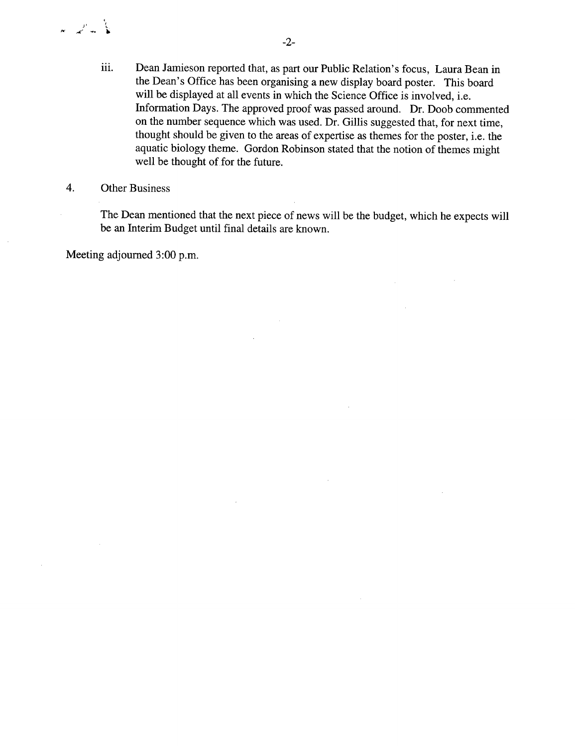iii. Dean Jamieson reported that, as part our Public Relation's focus, Laura Bean in the Dean's Office has been organising a new display board poster. This board will be displayed at all events in which the Science Office is involved, i.e. Information Days. The approved proof was passed around. Dr. Doob commented on the number sequence which was used. Dr. Gillis suggested that, for next time, thought should be given to the areas of expertise as themes for the poster, i.e. the aquatic biology theme. Gordon Robinson stated that the notion of themes might well be thought of for the future.

4. Other Business

The Dean mentioned that the next piece of news will be the budget, which he expects will be an Interim Budget until final details are known.

Meeting adjourned 3:00 p.m.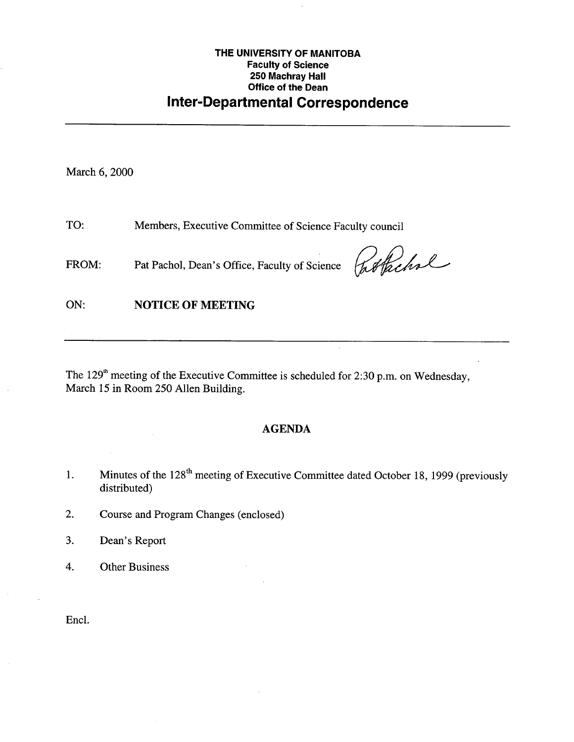**THE UNIVERSITY OF MANITOBA**
**Faculty of Science**
**250 Machray Hall**
**Office of the Dean**

# Inter-Departmental Correspondence

---

March 6, 2000

TO: Members, Executive Committee of Science Faculty council

FROM: Pat Pachol, Dean's Office, Faculty of Science

ON: **NOTICE OF MEETING**

---

The 129th meeting of the Executive Committee is scheduled for 2:30 p.m. on Wednesday, March 15 in Room 250 Allen Building.

## AGENDA

1. Minutes of the 128th meeting of Executive Committee dated October 18, 1999 (previously distributed)
2. Course and Program Changes (enclosed)
3. Dean's Report
4. Other Business

Encl.